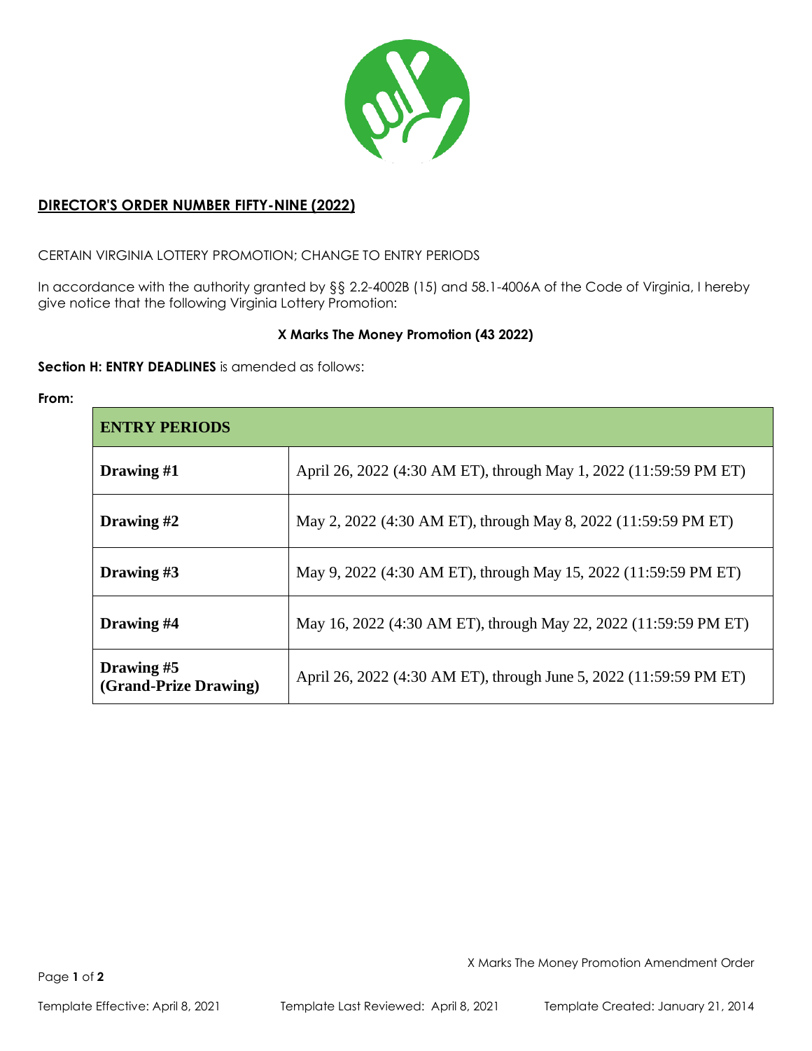**DIRECTOR'S ORDER NUMBER FIFTY-NINE (2022)**

CERTAIN VIRGINIA LOTTERY PROMOTION; CHANGE TO ENTRY PERIODS

In accordance with the authority granted by §§ 2.2-4002B (15) and 58.1-4006A of the Code of Virginia, I hereby give notice that the following Virginia Lottery Promotion:

**X Marks The Money Promotion (43 2022)**

**Section H: ENTRY DEADLINES** is amended as follows:

**From:**

| ENTRY PERIODS | |
|---|---|
| **Drawing #1** | April 26, 2022 (4:30 AM ET), through May 1, 2022 (11:59:59 PM ET) |
| **Drawing #2** | May 2, 2022 (4:30 AM ET), through May 8, 2022 (11:59:59 PM ET) |
| **Drawing #3** | May 9, 2022 (4:30 AM ET), through May 15, 2022 (11:59:59 PM ET) |
| **Drawing #4** | May 16, 2022 (4:30 AM ET), through May 22, 2022 (11:59:59 PM ET) |
| **Drawing #5 (Grand-Prize Drawing)** | April 26, 2022 (4:30 AM ET), through June 5, 2022 (11:59:59 PM ET) |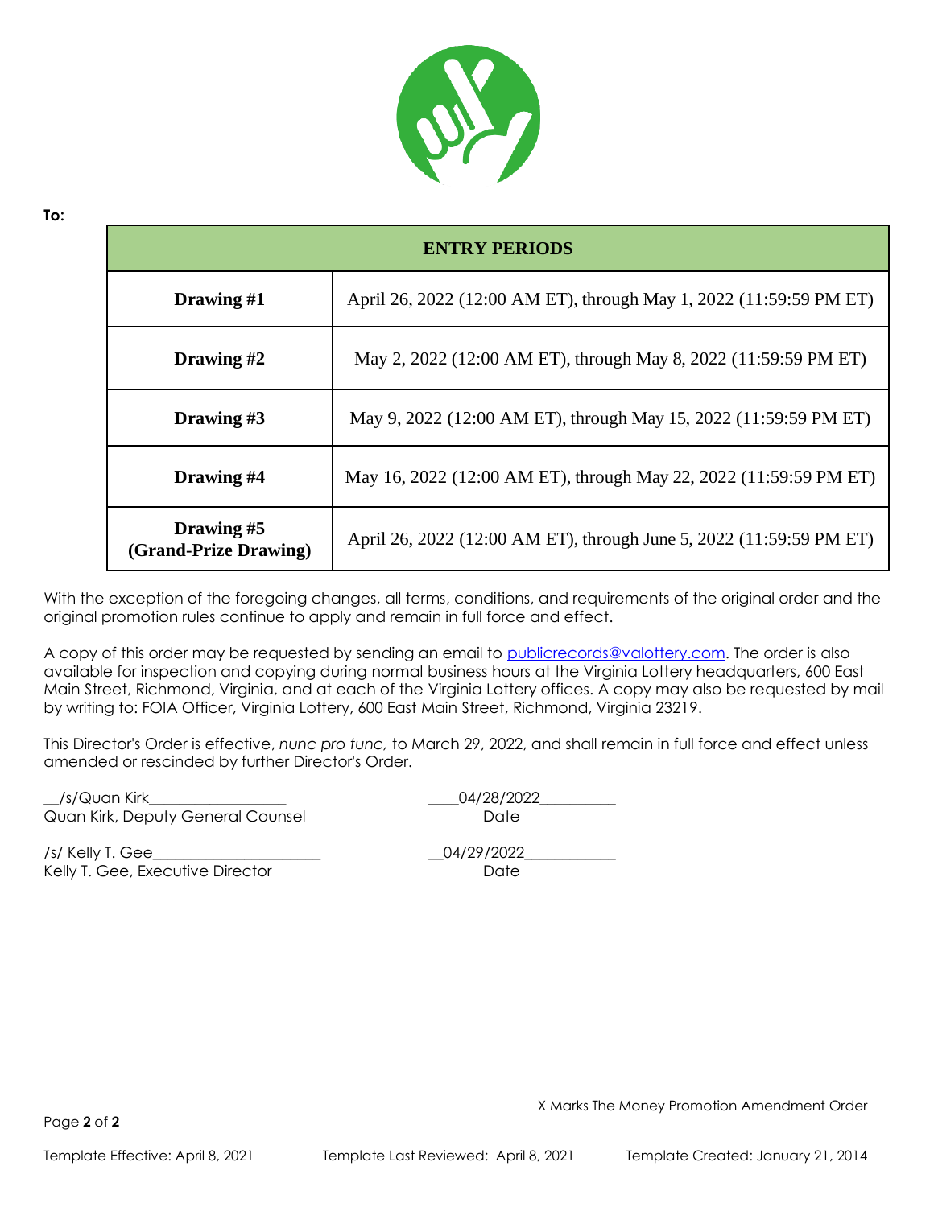**To:**

| ENTRY PERIODS | |
|---|---|
| **Drawing #1** | April 26, 2022 (12:00 AM ET), through May 1, 2022 (11:59:59 PM ET) |
| **Drawing #2** | May 2, 2022 (12:00 AM ET), through May 8, 2022 (11:59:59 PM ET) |
| **Drawing #3** | May 9, 2022 (12:00 AM ET), through May 15, 2022 (11:59:59 PM ET) |
| **Drawing #4** | May 16, 2022 (12:00 AM ET), through May 22, 2022 (11:59:59 PM ET) |
| **Drawing #5 (Grand-Prize Drawing)** | April 26, 2022 (12:00 AM ET), through June 5, 2022 (11:59:59 PM ET) |

With the exception of the foregoing changes, all terms, conditions, and requirements of the original order and the original promotion rules continue to apply and remain in full force and effect.

A copy of this order may be requested by sending an email to publicrecords@valottery.com. The order is also available for inspection and copying during normal business hours at the Virginia Lottery headquarters, 600 East Main Street, Richmond, Virginia, and at each of the Virginia Lottery offices. A copy may also be requested by mail by writing to: FOIA Officer, Virginia Lottery, 600 East Main Street, Richmond, Virginia 23219.

This Director's Order is effective, *nunc pro tunc,* to March 29, 2022, and shall remain in full force and effect unless amended or rescinded by further Director's Order.

__/s/Quan Kirk__________________ ____04/28/2022__________
Quan Kirk, Deputy General Counsel Date

/s/ Kelly T. Gee______________________ __04/29/2022____________
Kelly T. Gee, Executive Director Date

X Marks The Money Promotion Amendment Order

Template Effective: April 8, 2021 Template Last Reviewed: April 8, 2021 Template Created: January 21, 2014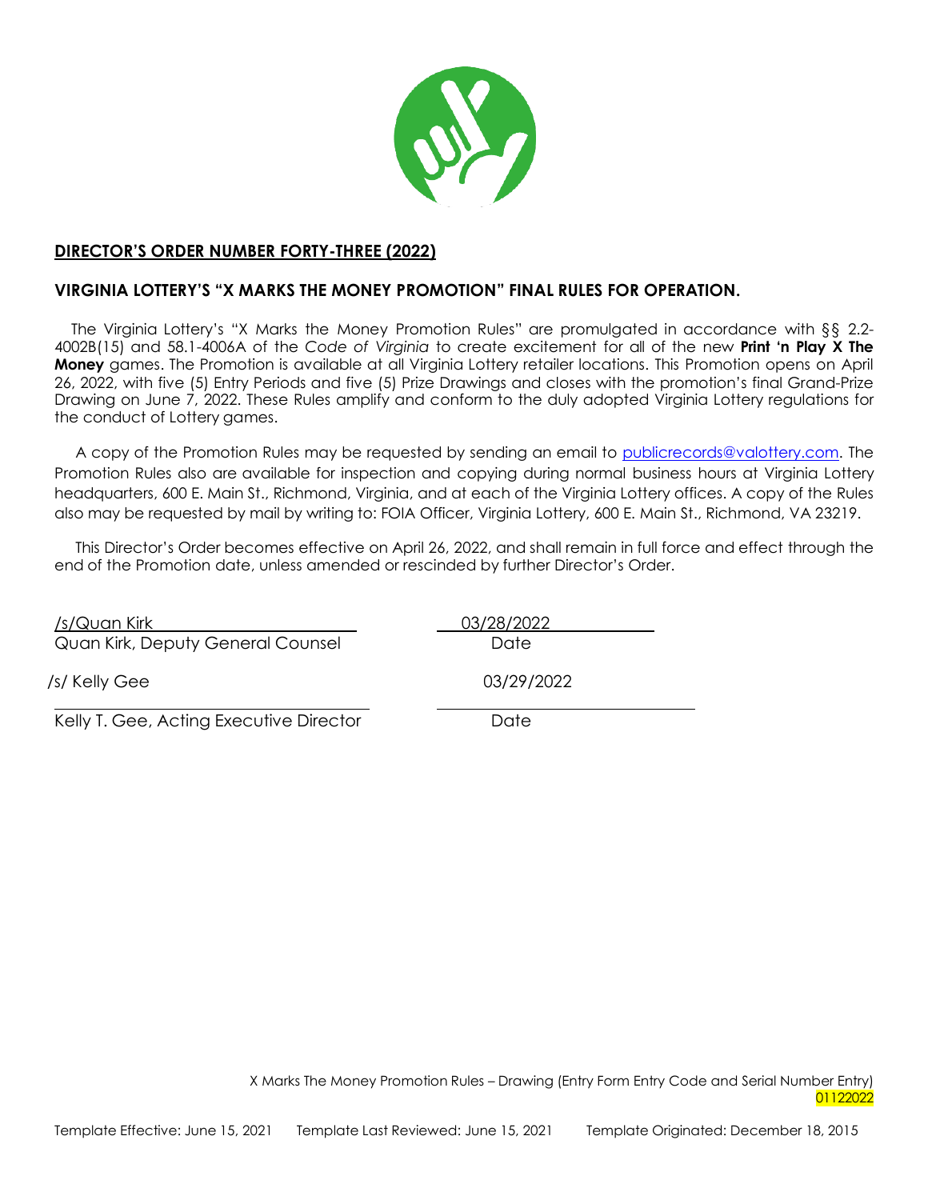## DIRECTOR'S ORDER NUMBER FORTY-THREE (2022)

### VIRGINIA LOTTERY'S "X MARKS THE MONEY PROMOTION" FINAL RULES FOR OPERATION.

The Virginia Lottery's "X Marks the Money Promotion Rules" are promulgated in accordance with §§ 2.2-4002B(15) and 58.1-4006A of the *Code of Virginia* to create excitement for all of the new **Print 'n Play X The Money** games. The Promotion is available at all Virginia Lottery retailer locations. This Promotion opens on April 26, 2022, with five (5) Entry Periods and five (5) Prize Drawings and closes with the promotion's final Grand-Prize Drawing on June 7, 2022. These Rules amplify and conform to the duly adopted Virginia Lottery regulations for the conduct of Lottery games.

A copy of the Promotion Rules may be requested by sending an email to publicrecords@valottery.com. The Promotion Rules also are available for inspection and copying during normal business hours at Virginia Lottery headquarters, 600 E. Main St., Richmond, Virginia, and at each of the Virginia Lottery offices. A copy of the Rules also may be requested by mail by writing to: FOIA Officer, Virginia Lottery, 600 E. Main St., Richmond, VA 23219.

This Director's Order becomes effective on April 26, 2022, and shall remain in full force and effect through the end of the Promotion date, unless amended or rescinded by further Director's Order.

/s/Quan Kirk — 03/28/2022
Quan Kirk, Deputy General Counsel — Date

/s/ Kelly Gee — 03/29/2022
Kelly T. Gee, Acting Executive Director — Date

X Marks The Money Promotion Rules – Drawing (Entry Form Entry Code and Serial Number Entry)
01122022

Template Effective: June 15, 2021 Template Last Reviewed: June 15, 2021 Template Originated: December 18, 2015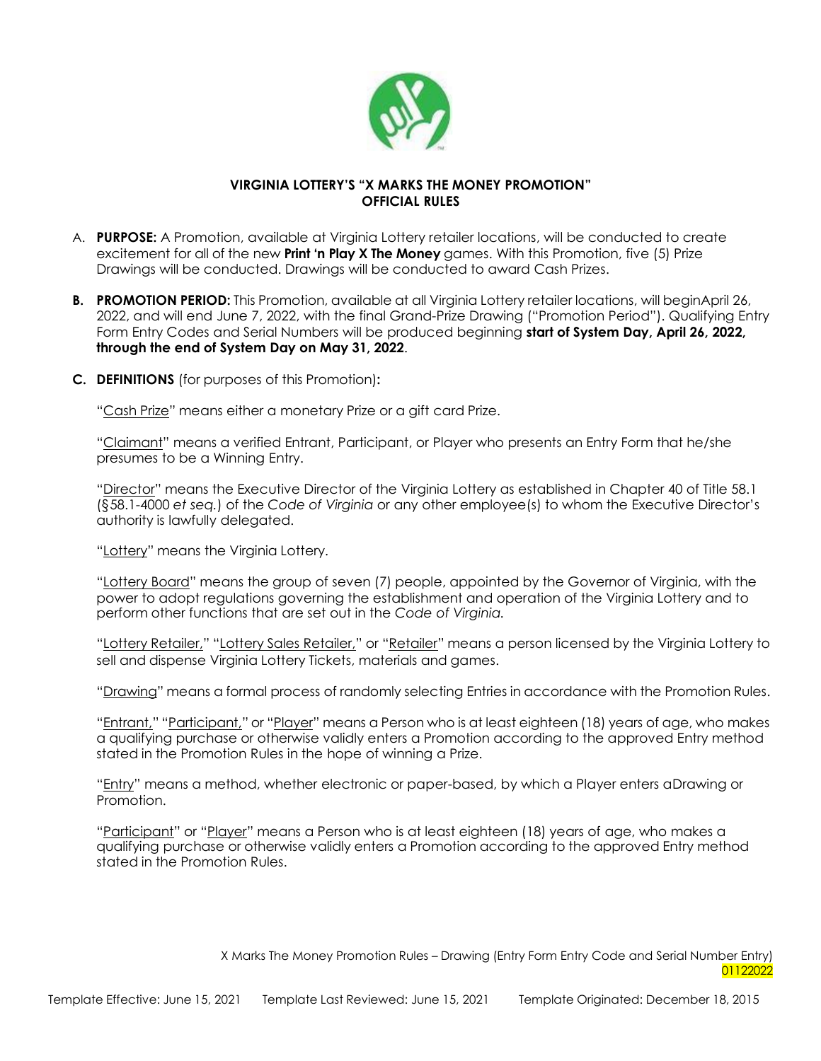## VIRGINIA LOTTERY'S "X MARKS THE MONEY PROMOTION" OFFICIAL RULES

A. **PURPOSE:** A Promotion, available at Virginia Lottery retailer locations, will be conducted to create excitement for all of the new **Print 'n Play X The Money** games. With this Promotion, five (5) Prize Drawings will be conducted. Drawings will be conducted to award Cash Prizes.

**B. PROMOTION PERIOD:** This Promotion, available at all Virginia Lottery retailer locations, will beginApril 26, 2022, and will end June 7, 2022, with the final Grand-Prize Drawing ("Promotion Period"). Qualifying Entry Form Entry Codes and Serial Numbers will be produced beginning **start of System Day, April 26, 2022, through the end of System Day on May 31, 2022**.

**C. DEFINITIONS** (for purposes of this Promotion)**:**

"Cash Prize" means either a monetary Prize or a gift card Prize.

"Claimant" means a verified Entrant, Participant, or Player who presents an Entry Form that he/she presumes to be a Winning Entry.

"Director" means the Executive Director of the Virginia Lottery as established in Chapter 40 of Title 58.1 (§58.1-4000 *et seq.*) of the *Code of Virginia* or any other employee(s) to whom the Executive Director's authority is lawfully delegated.

"Lottery" means the Virginia Lottery.

"Lottery Board" means the group of seven (7) people, appointed by the Governor of Virginia, with the power to adopt regulations governing the establishment and operation of the Virginia Lottery and to perform other functions that are set out in the *Code of Virginia.*

"Lottery Retailer," "Lottery Sales Retailer," or "Retailer" means a person licensed by the Virginia Lottery to sell and dispense Virginia Lottery Tickets, materials and games.

"Drawing" means a formal process of randomly selecting Entries in accordance with the Promotion Rules.

"Entrant," "Participant," or "Player" means a Person who is at least eighteen (18) years of age, who makes a qualifying purchase or otherwise validly enters a Promotion according to the approved Entry method stated in the Promotion Rules in the hope of winning a Prize.

"Entry" means a method, whether electronic or paper-based, by which a Player enters aDrawing or Promotion.

"Participant" or "Player" means a Person who is at least eighteen (18) years of age, who makes a qualifying purchase or otherwise validly enters a Promotion according to the approved Entry method stated in the Promotion Rules.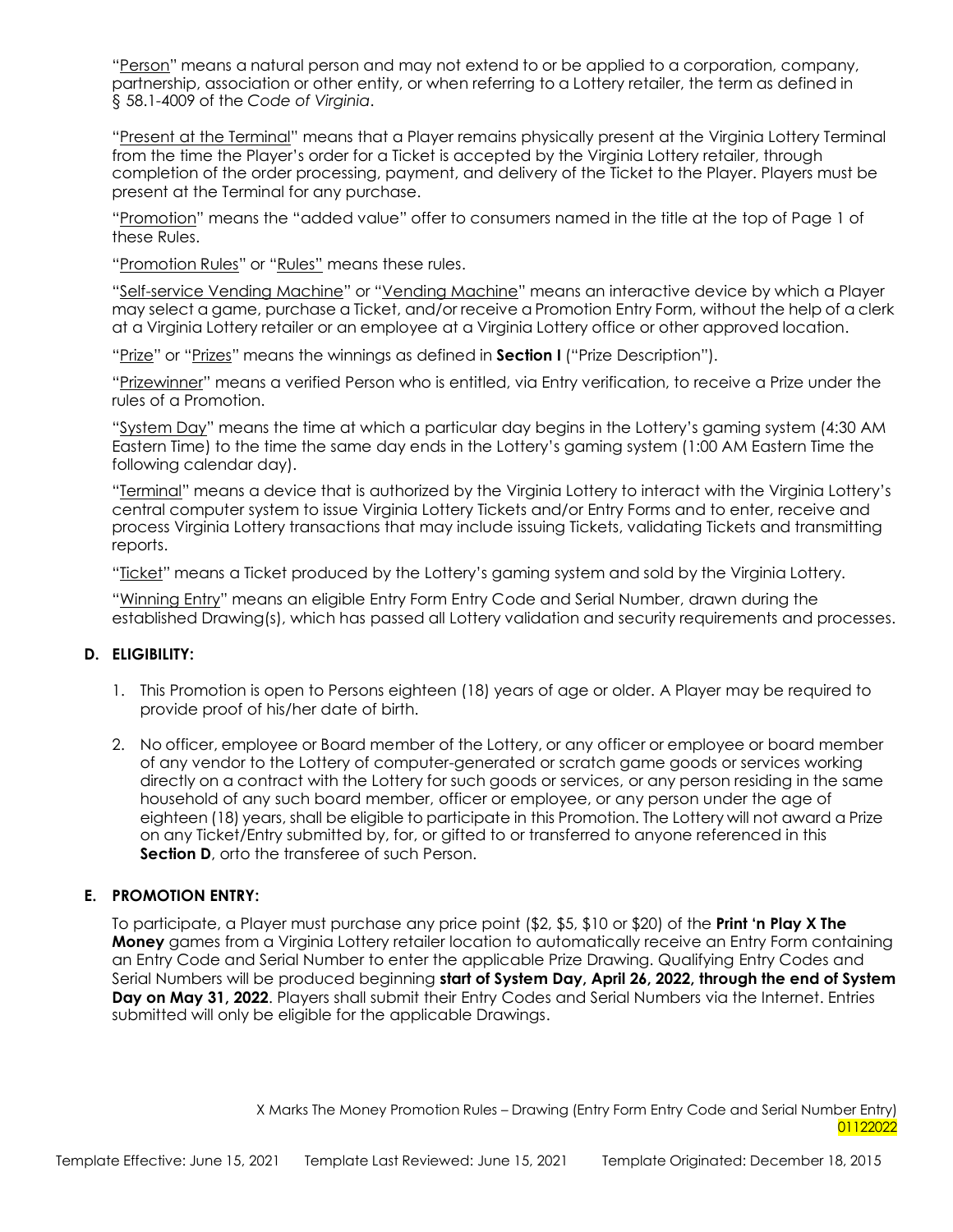"Person" means a natural person and may not extend to or be applied to a corporation, company, partnership, association or other entity, or when referring to a Lottery retailer, the term as defined in § 58.1-4009 of the *Code of Virginia*.

"Present at the Terminal" means that a Player remains physically present at the Virginia Lottery Terminal from the time the Player's order for a Ticket is accepted by the Virginia Lottery retailer, through completion of the order processing, payment, and delivery of the Ticket to the Player. Players must be present at the Terminal for any purchase.

"Promotion" means the "added value" offer to consumers named in the title at the top of Page 1 of these Rules.

"Promotion Rules" or "Rules" means these rules.

"Self-service Vending Machine" or "Vending Machine" means an interactive device by which a Player may select a game, purchase a Ticket, and/or receive a Promotion Entry Form, without the help of a clerk at a Virginia Lottery retailer or an employee at a Virginia Lottery office or other approved location.

"Prize" or "Prizes" means the winnings as defined in **Section I** ("Prize Description").

"Prizewinner" means a verified Person who is entitled, via Entry verification, to receive a Prize under the rules of a Promotion.

"System Day" means the time at which a particular day begins in the Lottery's gaming system (4:30 AM Eastern Time) to the time the same day ends in the Lottery's gaming system (1:00 AM Eastern Time the following calendar day).

"Terminal" means a device that is authorized by the Virginia Lottery to interact with the Virginia Lottery's central computer system to issue Virginia Lottery Tickets and/or Entry Forms and to enter, receive and process Virginia Lottery transactions that may include issuing Tickets, validating Tickets and transmitting reports.

"Ticket" means a Ticket produced by the Lottery's gaming system and sold by the Virginia Lottery.

"Winning Entry" means an eligible Entry Form Entry Code and Serial Number, drawn during the established Drawing(s), which has passed all Lottery validation and security requirements and processes.

## D. ELIGIBILITY:

1. This Promotion is open to Persons eighteen (18) years of age or older. A Player may be required to provide proof of his/her date of birth.
2. No officer, employee or Board member of the Lottery, or any officer or employee or board member of any vendor to the Lottery of computer-generated or scratch game goods or services working directly on a contract with the Lottery for such goods or services, or any person residing in the same household of any such board member, officer or employee, or any person under the age of eighteen (18) years, shall be eligible to participate in this Promotion. The Lottery will not award a Prize on any Ticket/Entry submitted by, for, or gifted to or transferred to anyone referenced in this **Section D**, orto the transferee of such Person.

## E. PROMOTION ENTRY:

To participate, a Player must purchase any price point ($2, $5, $10 or $20) of the **Print 'n Play X The Money** games from a Virginia Lottery retailer location to automatically receive an Entry Form containing an Entry Code and Serial Number to enter the applicable Prize Drawing. Qualifying Entry Codes and Serial Numbers will be produced beginning **start of System Day, April 26, 2022, through the end of System Day on May 31, 2022**. Players shall submit their Entry Codes and Serial Numbers via the Internet. Entries submitted will only be eligible for the applicable Drawings.

X Marks The Money Promotion Rules – Drawing (Entry Form Entry Code and Serial Number Entry) 01122022

Template Effective: June 15, 2021 Template Last Reviewed: June 15, 2021 Template Originated: December 18, 2015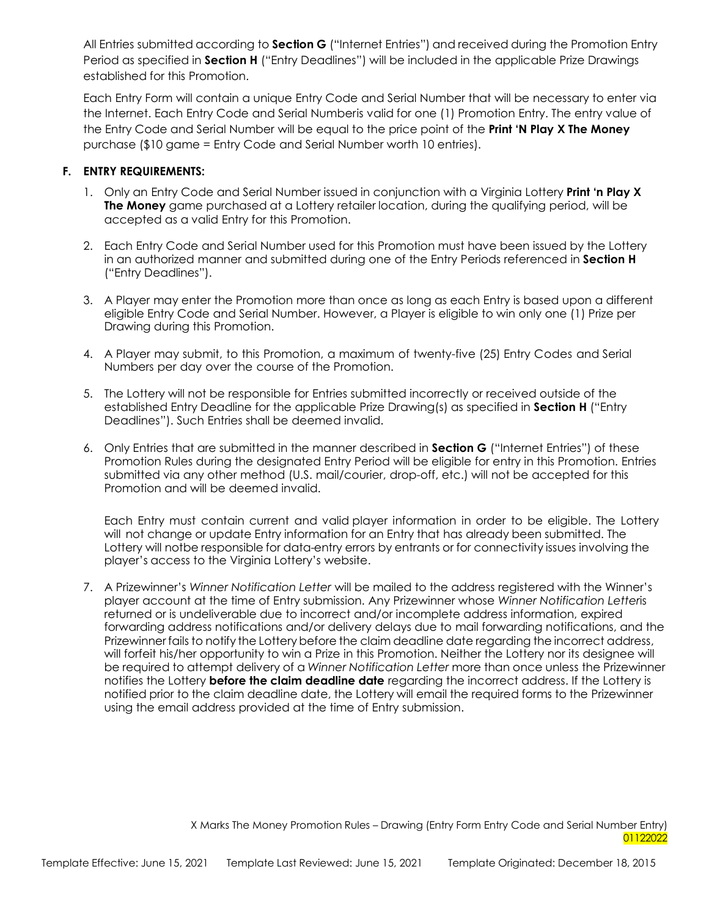All Entries submitted according to **Section G** ("Internet Entries") and received during the Promotion Entry Period as specified in **Section H** ("Entry Deadlines") will be included in the applicable Prize Drawings established for this Promotion.

Each Entry Form will contain a unique Entry Code and Serial Number that will be necessary to enter via the Internet. Each Entry Code and Serial Numberis valid for one (1) Promotion Entry. The entry value of the Entry Code and Serial Number will be equal to the price point of the **Print 'N Play X The Money** purchase ($10 game = Entry Code and Serial Number worth 10 entries).

### F. ENTRY REQUIREMENTS:

1. Only an Entry Code and Serial Number issued in conjunction with a Virginia Lottery **Print 'n Play X The Money** game purchased at a Lottery retailer location, during the qualifying period, will be accepted as a valid Entry for this Promotion.

2. Each Entry Code and Serial Number used for this Promotion must have been issued by the Lottery in an authorized manner and submitted during one of the Entry Periods referenced in **Section H** ("Entry Deadlines").

3. A Player may enter the Promotion more than once as long as each Entry is based upon a different eligible Entry Code and Serial Number. However, a Player is eligible to win only one (1) Prize per Drawing during this Promotion.

4. A Player may submit, to this Promotion, a maximum of twenty-five (25) Entry Codes and Serial Numbers per day over the course of the Promotion.

5. The Lottery will not be responsible for Entries submitted incorrectly or received outside of the established Entry Deadline for the applicable Prize Drawing(s) as specified in **Section H** ("Entry Deadlines"). Such Entries shall be deemed invalid.

6. Only Entries that are submitted in the manner described in **Section G** ("Internet Entries") of these Promotion Rules during the designated Entry Period will be eligible for entry in this Promotion. Entries submitted via any other method (U.S. mail/courier, drop-off, etc.) will not be accepted for this Promotion and will be deemed invalid.

   Each Entry must contain current and valid player information in order to be eligible. The Lottery will not change or update Entry information for an Entry that has already been submitted. The Lottery will notbe responsible for data-entry errors by entrants or for connectivity issues involving the player's access to the Virginia Lottery's website.

7. A Prizewinner's *Winner Notification Letter* will be mailed to the address registered with the Winner's player account at the time of Entry submission. Any Prizewinner whose *Winner Notification Letter*is returned or is undeliverable due to incorrect and/or incomplete address information, expired forwarding address notifications and/or delivery delays due to mail forwarding notifications, and the Prizewinner fails to notify the Lottery before the claim deadline date regarding the incorrect address, will forfeit his/her opportunity to win a Prize in this Promotion. Neither the Lottery nor its designee will be required to attempt delivery of a *Winner Notification Letter* more than once unless the Prizewinner notifies the Lottery **before the claim deadline date** regarding the incorrect address. If the Lottery is notified prior to the claim deadline date, the Lottery will email the required forms to the Prizewinner using the email address provided at the time of Entry submission.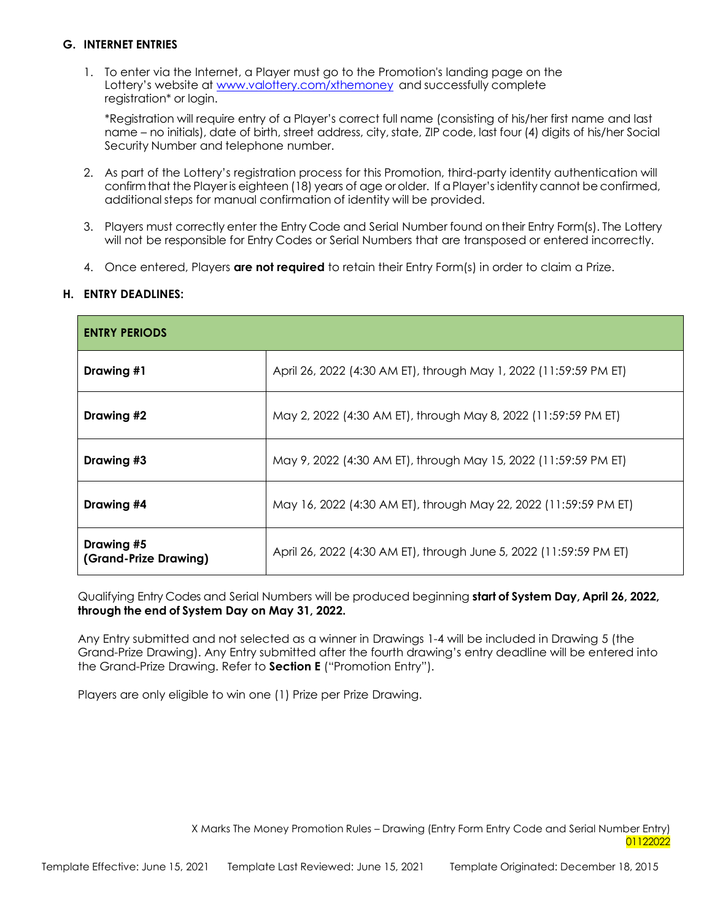## G. INTERNET ENTRIES

1. To enter via the Internet, a Player must go to the Promotion's landing page on the Lottery's website at [www.valottery.com/xthemoney](www.valottery.com/xthemoney) and successfully complete registration* or login.

   *Registration will require entry of a Player's correct full name (consisting of his/her first name and last name – no initials), date of birth, street address, city, state, ZIP code, last four (4) digits of his/her Social Security Number and telephone number.

2. As part of the Lottery's registration process for this Promotion, third-party identity authentication will confirm that the Player is eighteen (18) years of age or older. If a Player's identity cannot be confirmed, additional steps for manual confirmation of identity will be provided.

3. Players must correctly enter the Entry Code and Serial Number found on their Entry Form(s). The Lottery will not be responsible for Entry Codes or Serial Numbers that are transposed or entered incorrectly.

4. Once entered, Players **are not required** to retain their Entry Form(s) in order to claim a Prize.

## H. ENTRY DEADLINES:

| ENTRY PERIODS | |
|---|---|
| **Drawing #1** | April 26, 2022 (4:30 AM ET), through May 1, 2022 (11:59:59 PM ET) |
| **Drawing #2** | May 2, 2022 (4:30 AM ET), through May 8, 2022 (11:59:59 PM ET) |
| **Drawing #3** | May 9, 2022 (4:30 AM ET), through May 15, 2022 (11:59:59 PM ET) |
| **Drawing #4** | May 16, 2022 (4:30 AM ET), through May 22, 2022 (11:59:59 PM ET) |
| **Drawing #5 (Grand-Prize Drawing)** | April 26, 2022 (4:30 AM ET), through June 5, 2022 (11:59:59 PM ET) |

Qualifying Entry Codes and Serial Numbers will be produced beginning **start of System Day, April 26, 2022, through the end of System Day on May 31, 2022.**

Any Entry submitted and not selected as a winner in Drawings 1-4 will be included in Drawing 5 (the Grand-Prize Drawing). Any Entry submitted after the fourth drawing's entry deadline will be entered into the Grand-Prize Drawing. Refer to **Section E** ("Promotion Entry").

Players are only eligible to win one (1) Prize per Prize Drawing.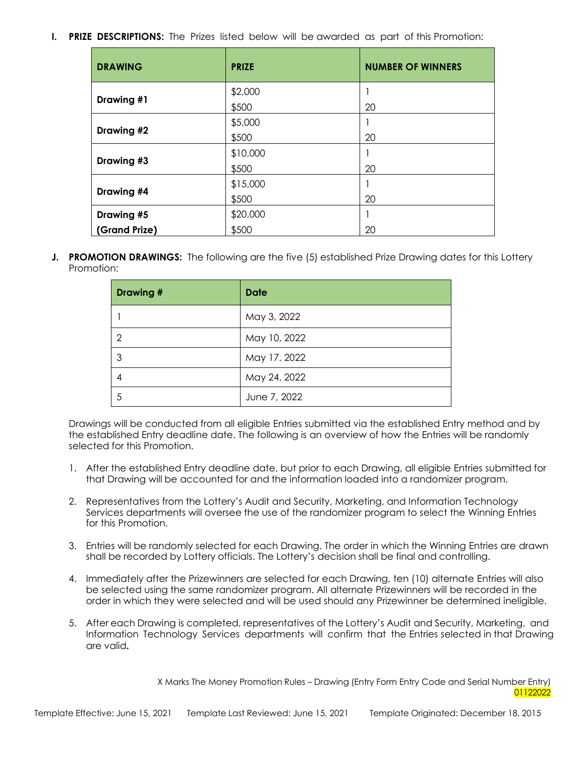**I. PRIZE DESCRIPTIONS:** The Prizes listed below will be awarded as part of this Promotion:

| DRAWING | PRIZE | NUMBER OF WINNERS |
|---|---|---|
| Drawing #1 | $2,000 | 1 |
| | $500 | 20 |
| Drawing #2 | $5,000 | 1 |
| | $500 | 20 |
| Drawing #3 | $10,000 | 1 |
| | $500 | 20 |
| Drawing #4 | $15,000 | 1 |
| | $500 | 20 |
| Drawing #5 (Grand Prize) | $20,000 | 1 |
| | $500 | 20 |

**J. PROMOTION DRAWINGS:** The following are the five (5) established Prize Drawing dates for this Lottery Promotion:

| Drawing # | Date |
|---|---|
| 1 | May 3, 2022 |
| 2 | May 10, 2022 |
| 3 | May 17, 2022 |
| 4 | May 24, 2022 |
| 5 | June 7, 2022 |

Drawings will be conducted from all eligible Entries submitted via the established Entry method and by the established Entry deadline date. The following is an overview of how the Entries will be randomly selected for this Promotion.

1. After the established Entry deadline date, but prior to each Drawing, all eligible Entries submitted for that Drawing will be accounted for and the information loaded into a randomizer program.

2. Representatives from the Lottery's Audit and Security, Marketing, and Information Technology Services departments will oversee the use of the randomizer program to select the Winning Entries for this Promotion.

3. Entries will be randomly selected for each Drawing. The order in which the Winning Entries are drawn shall be recorded by Lottery officials. The Lottery's decision shall be final and controlling.

4. Immediately after the Prizewinners are selected for each Drawing, ten (10) alternate Entries will also be selected using the same randomizer program. All alternate Prizewinners will be recorded in the order in which they were selected and will be used should any Prizewinner be determined ineligible.

5. After each Drawing is completed, representatives of the Lottery's Audit and Security, Marketing, and Information Technology Services departments will confirm that the Entries selected in that Drawing are valid.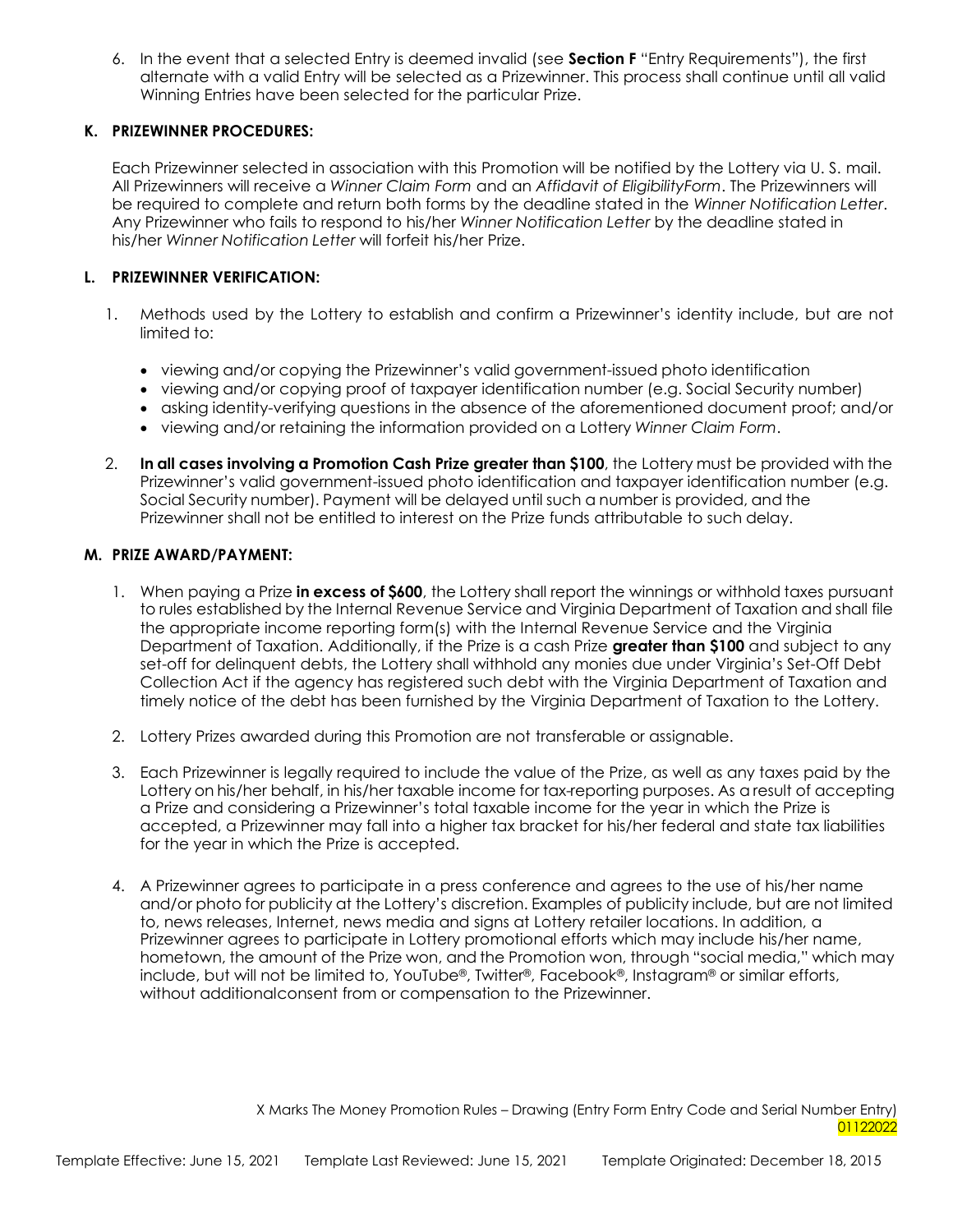6. In the event that a selected Entry is deemed invalid (see **Section F** "Entry Requirements"), the first alternate with a valid Entry will be selected as a Prizewinner. This process shall continue until all valid Winning Entries have been selected for the particular Prize.

## K. PRIZEWINNER PROCEDURES:

Each Prizewinner selected in association with this Promotion will be notified by the Lottery via U. S. mail. All Prizewinners will receive a *Winner Claim Form* and an *Affidavit of EligibilityForm*. The Prizewinners will be required to complete and return both forms by the deadline stated in the *Winner Notification Letter*. Any Prizewinner who fails to respond to his/her *Winner Notification Letter* by the deadline stated in his/her *Winner Notification Letter* will forfeit his/her Prize.

## L. PRIZEWINNER VERIFICATION:

1. Methods used by the Lottery to establish and confirm a Prizewinner's identity include, but are not limited to:
   - viewing and/or copying the Prizewinner's valid government-issued photo identification
   - viewing and/or copying proof of taxpayer identification number (e.g. Social Security number)
   - asking identity-verifying questions in the absence of the aforementioned document proof; and/or
   - viewing and/or retaining the information provided on a Lottery *Winner Claim Form*.
2. **In all cases involving a Promotion Cash Prize greater than $100**, the Lottery must be provided with the Prizewinner's valid government-issued photo identification and taxpayer identification number (e.g. Social Security number). Payment will be delayed until such a number is provided, and the Prizewinner shall not be entitled to interest on the Prize funds attributable to such delay.

## M. PRIZE AWARD/PAYMENT:

1. When paying a Prize **in excess of $600**, the Lottery shall report the winnings or withhold taxes pursuant to rules established by the Internal Revenue Service and Virginia Department of Taxation and shall file the appropriate income reporting form(s) with the Internal Revenue Service and the Virginia Department of Taxation. Additionally, if the Prize is a cash Prize **greater than $100** and subject to any set-off for delinquent debts, the Lottery shall withhold any monies due under Virginia's Set-Off Debt Collection Act if the agency has registered such debt with the Virginia Department of Taxation and timely notice of the debt has been furnished by the Virginia Department of Taxation to the Lottery.
2. Lottery Prizes awarded during this Promotion are not transferable or assignable.
3. Each Prizewinner is legally required to include the value of the Prize, as well as any taxes paid by the Lottery on his/her behalf, in his/her taxable income for tax-reporting purposes. As a result of accepting a Prize and considering a Prizewinner's total taxable income for the year in which the Prize is accepted, a Prizewinner may fall into a higher tax bracket for his/her federal and state tax liabilities for the year in which the Prize is accepted.
4. A Prizewinner agrees to participate in a press conference and agrees to the use of his/her name and/or photo for publicity at the Lottery's discretion. Examples of publicity include, but are not limited to, news releases, Internet, news media and signs at Lottery retailer locations. In addition, a Prizewinner agrees to participate in Lottery promotional efforts which may include his/her name, hometown, the amount of the Prize won, and the Promotion won, through "social media," which may include, but will not be limited to, YouTube®, Twitter®, Facebook®, Instagram® or similar efforts, without additionalconsent from or compensation to the Prizewinner.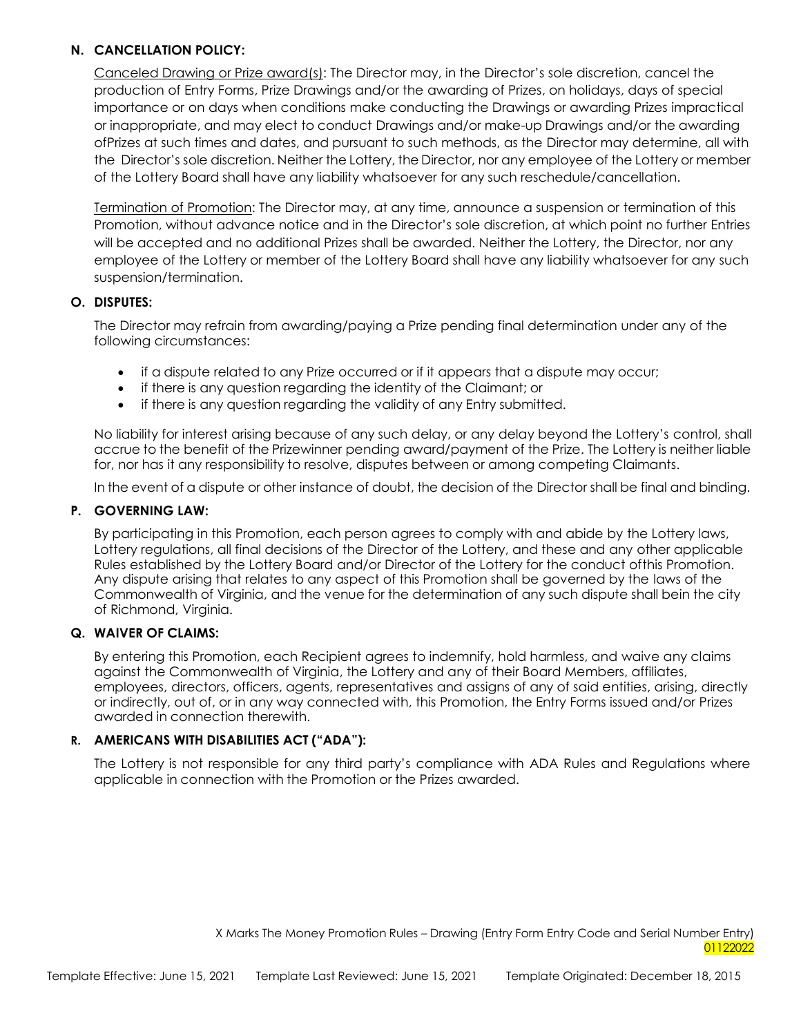### N. CANCELLATION POLICY:

Canceled Drawing or Prize award(s): The Director may, in the Director's sole discretion, cancel the production of Entry Forms, Prize Drawings and/or the awarding of Prizes, on holidays, days of special importance or on days when conditions make conducting the Drawings or awarding Prizes impractical or inappropriate, and may elect to conduct Drawings and/or make-up Drawings and/or the awarding ofPrizes at such times and dates, and pursuant to such methods, as the Director may determine, all with the Director's sole discretion. Neither the Lottery, the Director, nor any employee of the Lottery or member of the Lottery Board shall have any liability whatsoever for any such reschedule/cancellation.

Termination of Promotion: The Director may, at any time, announce a suspension or termination of this Promotion, without advance notice and in the Director's sole discretion, at which point no further Entries will be accepted and no additional Prizes shall be awarded. Neither the Lottery, the Director, nor any employee of the Lottery or member of the Lottery Board shall have any liability whatsoever for any such suspension/termination.

### O. DISPUTES:

The Director may refrain from awarding/paying a Prize pending final determination under any of the following circumstances:

- if a dispute related to any Prize occurred or if it appears that a dispute may occur;
- if there is any question regarding the identity of the Claimant; or
- if there is any question regarding the validity of any Entry submitted.

No liability for interest arising because of any such delay, or any delay beyond the Lottery's control, shall accrue to the benefit of the Prizewinner pending award/payment of the Prize. The Lottery is neither liable for, nor has it any responsibility to resolve, disputes between or among competing Claimants.

In the event of a dispute or other instance of doubt, the decision of the Director shall be final and binding.

### P. GOVERNING LAW:

By participating in this Promotion, each person agrees to comply with and abide by the Lottery laws, Lottery regulations, all final decisions of the Director of the Lottery, and these and any other applicable Rules established by the Lottery Board and/or Director of the Lottery for the conduct ofthis Promotion. Any dispute arising that relates to any aspect of this Promotion shall be governed by the laws of the Commonwealth of Virginia, and the venue for the determination of any such dispute shall bein the city of Richmond, Virginia.

### Q. WAIVER OF CLAIMS:

By entering this Promotion, each Recipient agrees to indemnify, hold harmless, and waive any claims against the Commonwealth of Virginia, the Lottery and any of their Board Members, affiliates, employees, directors, officers, agents, representatives and assigns of any of said entities, arising, directly or indirectly, out of, or in any way connected with, this Promotion, the Entry Forms issued and/or Prizes awarded in connection therewith.

### R. AMERICANS WITH DISABILITIES ACT ("ADA"):

The Lottery is not responsible for any third party's compliance with ADA Rules and Regulations where applicable in connection with the Promotion or the Prizes awarded.